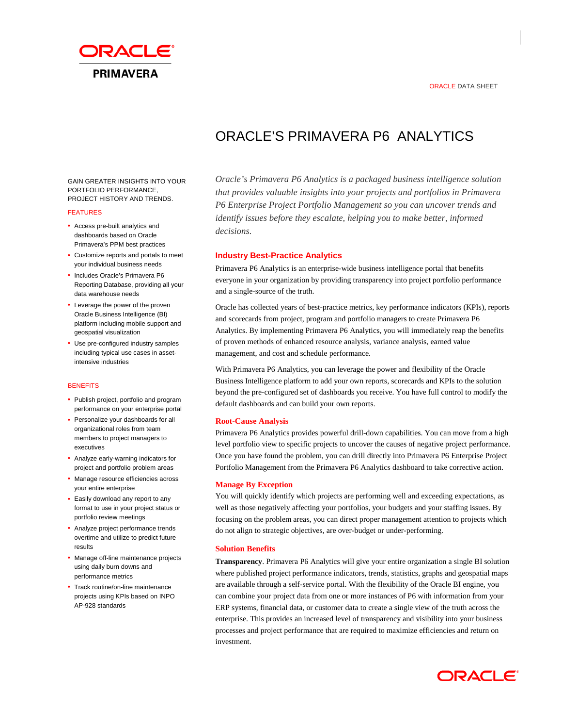ORACLE DATA SHEET

# ORACLE'S PRIMAVERA P6 ANALYTICS

*Oracle's Primavera P6 Analytics is a packaged business intelligence solution that provides valuable insights into your projects and portfolios in Primavera P6 Enterprise Project Portfolio Management so you can uncover trends and identify issues before they escalate, helping you to make better, informed decisions.*

GAIN GREATER INSIGHTS INTO YOUR PORTFOLIO PERFORMANCE, PROJECT HISTORY AND TRENDS.

FEATURES

- Access pre-built analytics and dashboards based on Oracle Primavera's PPM best practices
- Customize reports and portals to meet your individual business needs
- Includes Oracle's Primavera P6 Reporting Database, providing all your data warehouse needs
- Leverage the power of the proven Oracle Business Intelligence (BI) platform including mobile support and geospatial visualization
- Use pre-configured industry samples including typical use cases in asset-intensive industries

BENEFITS

- Publish project, portfolio and program performance on your enterprise portal
- Personalize your dashboards for all organizational roles from team members to project managers to executives
- Analyze early-warning indicators for project and portfolio problem areas
- Manage resource efficiencies across your entire enterprise
- Easily download any report to any format to use in your project status or portfolio review meetings
- Analyze project performance trends overtime and utilize to predict future results
- Manage off-line maintenance projects using daily burn downs and performance metrics
- Track routine/on-line maintenance projects using KPIs based on INPO AP-928 standards

## Industry Best-Practice Analytics

Primavera P6 Analytics is an enterprise-wide business intelligence portal that benefits everyone in your organization by providing transparency into project portfolio performance and a single-source of the truth.

Oracle has collected years of best-practice metrics, key performance indicators (KPIs), reports and scorecards from project, program and portfolio managers to create Primavera P6 Analytics. By implementing Primavera P6 Analytics, you will immediately reap the benefits of proven methods of enhanced resource analysis, variance analysis, earned value management, and cost and schedule performance.

With Primavera P6 Analytics, you can leverage the power and flexibility of the Oracle Business Intelligence platform to add your own reports, scorecards and KPIs to the solution beyond the pre-configured set of dashboards you receive. You have full control to modify the default dashboards and can build your own reports.

### Root-Cause Analysis

Primavera P6 Analytics provides powerful drill-down capabilities. You can move from a high level portfolio view to specific projects to uncover the causes of negative project performance. Once you have found the problem, you can drill directly into Primavera P6 Enterprise Project Portfolio Management from the Primavera P6 Analytics dashboard to take corrective action.

### Manage By Exception

You will quickly identify which projects are performing well and exceeding expectations, as well as those negatively affecting your portfolios, your budgets and your staffing issues. By focusing on the problem areas, you can direct proper management attention to projects which do not align to strategic objectives, are over-budget or under-performing.

### Solution Benefits

**Transparency**. Primavera P6 Analytics will give your entire organization a single BI solution where published project performance indicators, trends, statistics, graphs and geospatial maps are available through a self-service portal. With the flexibility of the Oracle BI engine, you can combine your project data from one or more instances of P6 with information from your ERP systems, financial data, or customer data to create a single view of the truth across the enterprise. This provides an increased level of transparency and visibility into your business processes and project performance that are required to maximize efficiencies and return on investment.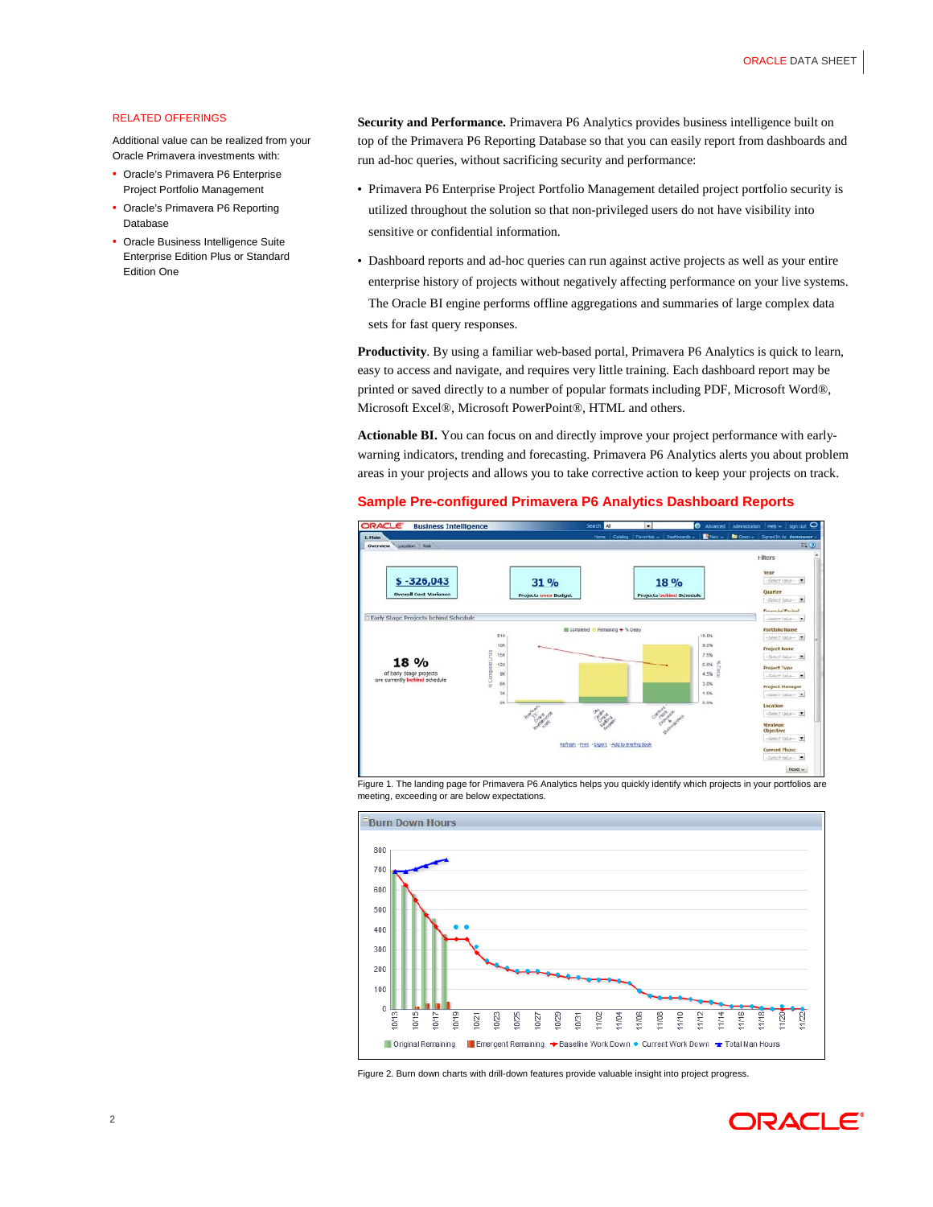## RELATED OFFERINGS

Additional value can be realized from your Oracle Primavera investments with:

- Oracle's Primavera P6 Enterprise Project Portfolio Management
- Oracle's Primavera P6 Reporting Database
- Oracle Business Intelligence Suite Enterprise Edition Plus or Standard Edition One

**Security and Performance.** Primavera P6 Analytics provides business intelligence built on top of the Primavera P6 Reporting Database so that you can easily report from dashboards and run ad-hoc queries, without sacrificing security and performance:

- Primavera P6 Enterprise Project Portfolio Management detailed project portfolio security is utilized throughout the solution so that non-privileged users do not have visibility into sensitive or confidential information.
- Dashboard reports and ad-hoc queries can run against active projects as well as your entire enterprise history of projects without negatively affecting performance on your live systems. The Oracle BI engine performs offline aggregations and summaries of large complex data sets for fast query responses.

**Productivity**. By using a familiar web-based portal, Primavera P6 Analytics is quick to learn, easy to access and navigate, and requires very little training. Each dashboard report may be printed or saved directly to a number of popular formats including PDF, Microsoft Word®, Microsoft Excel®, Microsoft PowerPoint®, HTML and others.

**Actionable BI.** You can focus on and directly improve your project performance with early-warning indicators, trending and forecasting. Primavera P6 Analytics alerts you about problem areas in your projects and allows you to take corrective action to keep your projects on track.

## Sample Pre-configured Primavera P6 Analytics Dashboard Reports

Figure 1. The landing page for Primavera P6 Analytics helps you quickly identify which projects in your portfolios are meeting, exceeding or are below expectations.

Figure 2. Burn down charts with drill-down features provide valuable insight into project progress.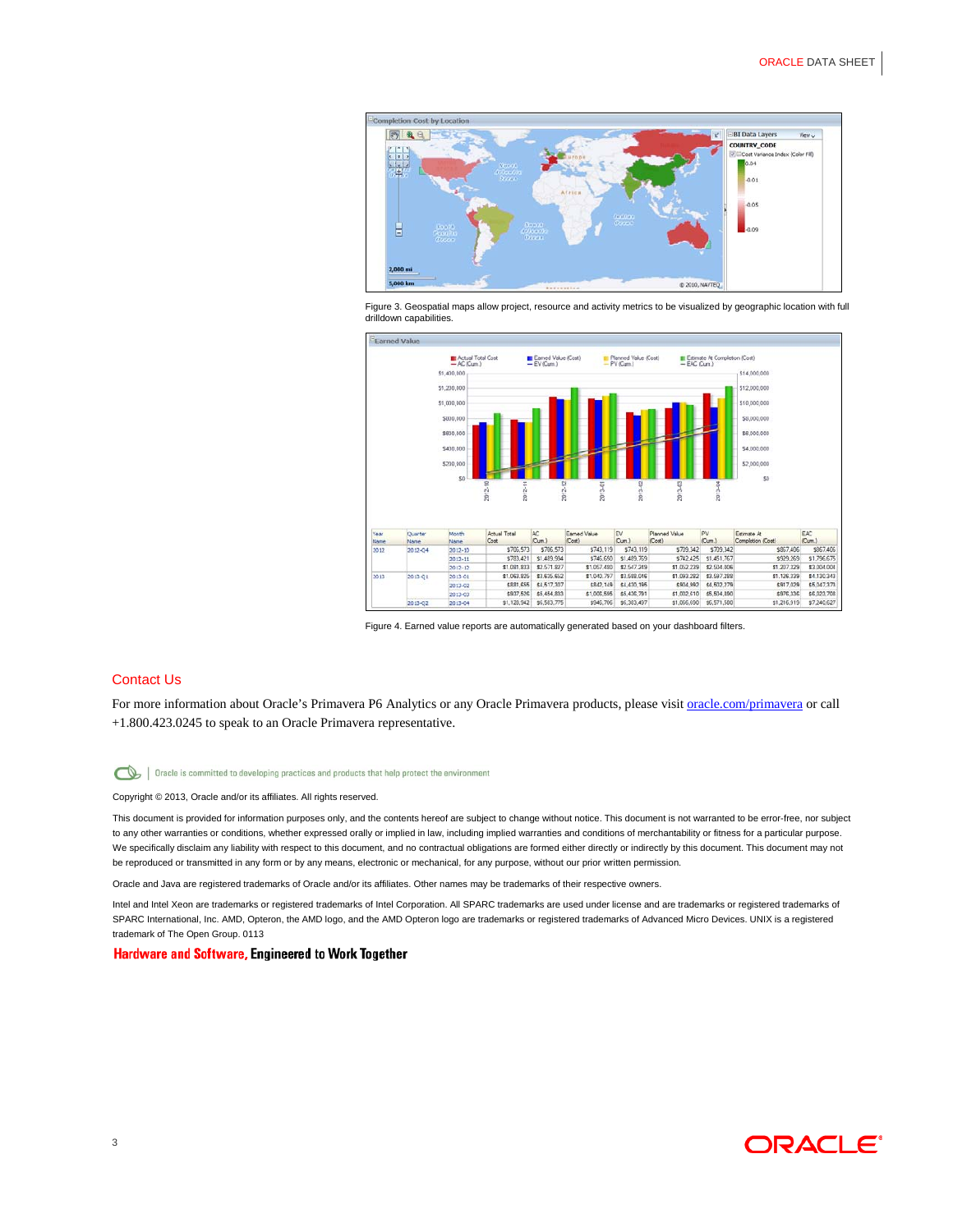Figure 3. Geospatial maps allow project, resource and activity metrics to be visualized by geographic location with full drilldown capabilities.

Figure 4. Earned value reports are automatically generated based on your dashboard filters.

## Contact Us

For more information about Oracle's Primavera P6 Analytics or any Oracle Primavera products, please visit oracle.com/primavera or call +1.800.423.0245 to speak to an Oracle Primavera representative.

Oracle is committed to developing practices and products that help protect the environment

Copyright © 2013, Oracle and/or its affiliates. All rights reserved.

This document is provided for information purposes only, and the contents hereof are subject to change without notice. This document is not warranted to be error-free, nor subject to any other warranties or conditions, whether expressed orally or implied in law, including implied warranties and conditions of merchantability or fitness for a particular purpose. We specifically disclaim any liability with respect to this document, and no contractual obligations are formed either directly or indirectly by this document. This document may not be reproduced or transmitted in any form or by any means, electronic or mechanical, for any purpose, without our prior written permission.

Oracle and Java are registered trademarks of Oracle and/or its affiliates. Other names may be trademarks of their respective owners.

Intel and Intel Xeon are trademarks or registered trademarks of Intel Corporation. All SPARC trademarks are used under license and are trademarks or registered trademarks of SPARC International, Inc. AMD, Opteron, the AMD logo, and the AMD Opteron logo are trademarks or registered trademarks of Advanced Micro Devices. UNIX is a registered trademark of The Open Group. 0113

**Hardware and Software, Engineered to Work Together**